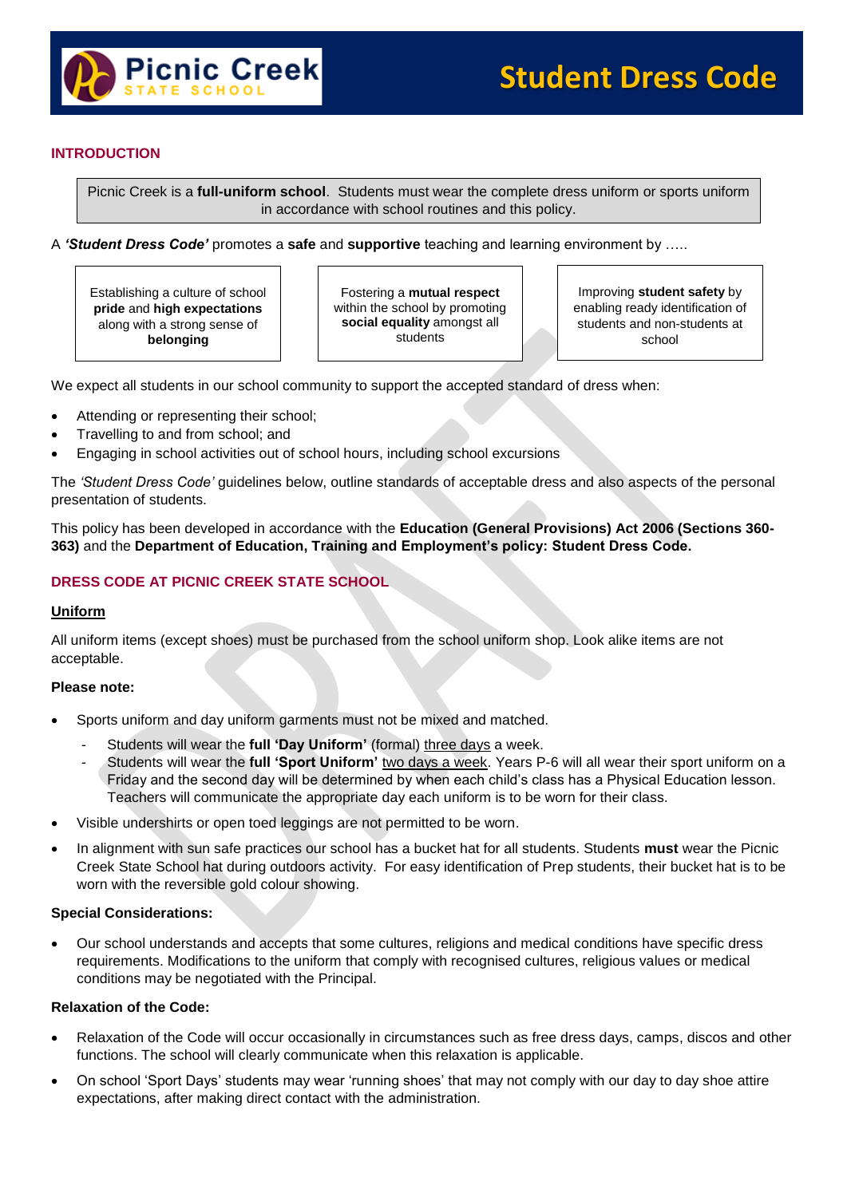Picnic Creek STATE SCHOOL

# Student Dress Code

## INTRODUCTION

Picnic Creek is a **full-uniform school**. Students must wear the complete dress uniform or sports uniform in accordance with school routines and this policy.

A ***'Student Dress Code'*** promotes a **safe** and **supportive** teaching and learning environment by .....

| Establishing a culture of school **pride** and **high expectations** along with a strong sense of **belonging** | Fostering a **mutual respect** within the school by promoting **social equality** amongst all students | Improving **student safety** by enabling ready identification of students and non-students at school |
|---|---|---|

We expect all students in our school community to support the accepted standard of dress when:

- Attending or representing their school;
- Travelling to and from school; and
- Engaging in school activities out of school hours, including school excursions

The *'Student Dress Code'* guidelines below, outline standards of acceptable dress and also aspects of the personal presentation of students.

This policy has been developed in accordance with the **Education (General Provisions) Act 2006 (Sections 360-363)** and the **Department of Education, Training and Employment's policy: Student Dress Code.**

## DRESS CODE AT PICNIC CREEK STATE SCHOOL

### Uniform

All uniform items (except shoes) must be purchased from the school uniform shop. Look alike items are not acceptable.

**Please note:**

- Sports uniform and day uniform garments must not be mixed and matched.
  - Students will wear the **full 'Day Uniform'** (formal) <u>three days</u> a week.
  - Students will wear the **full 'Sport Uniform'** <u>two days a week</u>. Years P-6 will all wear their sport uniform on a Friday and the second day will be determined by when each child's class has a Physical Education lesson. Teachers will communicate the appropriate day each uniform is to be worn for their class.
- Visible undershirts or open toed leggings are not permitted to be worn.
- In alignment with sun safe practices our school has a bucket hat for all students. Students **must** wear the Picnic Creek State School hat during outdoors activity. For easy identification of Prep students, their bucket hat is to be worn with the reversible gold colour showing.

**Special Considerations:**

- Our school understands and accepts that some cultures, religions and medical conditions have specific dress requirements. Modifications to the uniform that comply with recognised cultures, religious values or medical conditions may be negotiated with the Principal.

**Relaxation of the Code:**

- Relaxation of the Code will occur occasionally in circumstances such as free dress days, camps, discos and other functions. The school will clearly communicate when this relaxation is applicable.
- On school 'Sport Days' students may wear 'running shoes' that may not comply with our day to day shoe attire expectations, after making direct contact with the administration.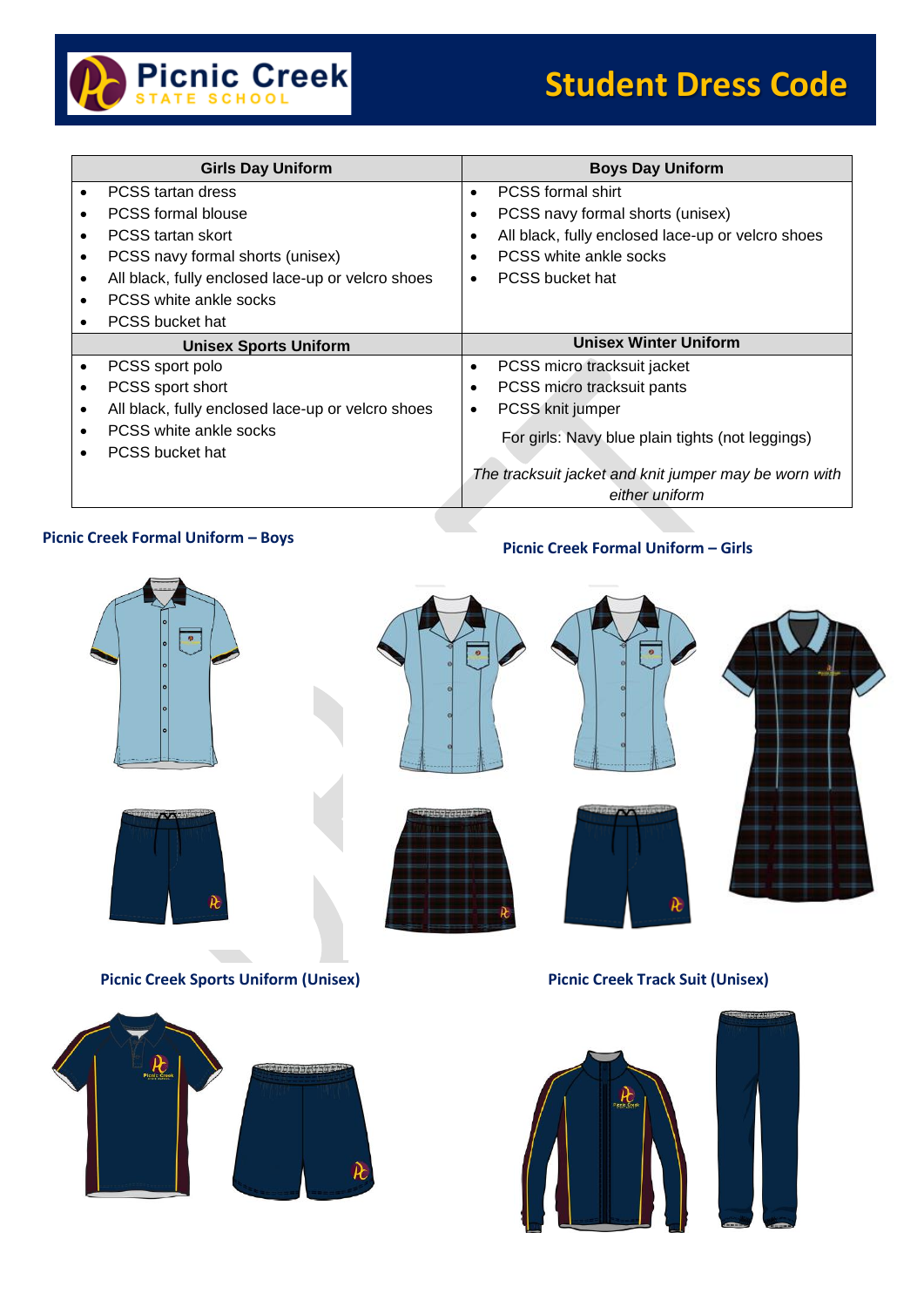# Student Dress Code

| Girls Day Uniform | Boys Day Uniform |
|---|---|
| • PCSS tartan dress<br>• PCSS formal blouse<br>• PCSS tartan skort<br>• PCSS navy formal shorts (unisex)<br>• All black, fully enclosed lace-up or velcro shoes<br>• PCSS white ankle socks<br>• PCSS bucket hat | • PCSS formal shirt<br>• PCSS navy formal shorts (unisex)<br>• All black, fully enclosed lace-up or velcro shoes<br>• PCSS white ankle socks<br>• PCSS bucket hat |
| **Unisex Sports Uniform** | **Unisex Winter Uniform** |
| • PCSS sport polo<br>• PCSS sport short<br>• All black, fully enclosed lace-up or velcro shoes<br>• PCSS white ankle socks<br>• PCSS bucket hat | • PCSS micro tracksuit jacket<br>• PCSS micro tracksuit pants<br>• PCSS knit jumper<br>For girls: Navy blue plain tights (not leggings)<br>*The tracksuit jacket and knit jumper may be worn with either uniform* |

**Picnic Creek Formal Uniform – Boys**

**Picnic Creek Formal Uniform – Girls**

**Picnic Creek Sports Uniform (Unisex)**

**Picnic Creek Track Suit (Unisex)**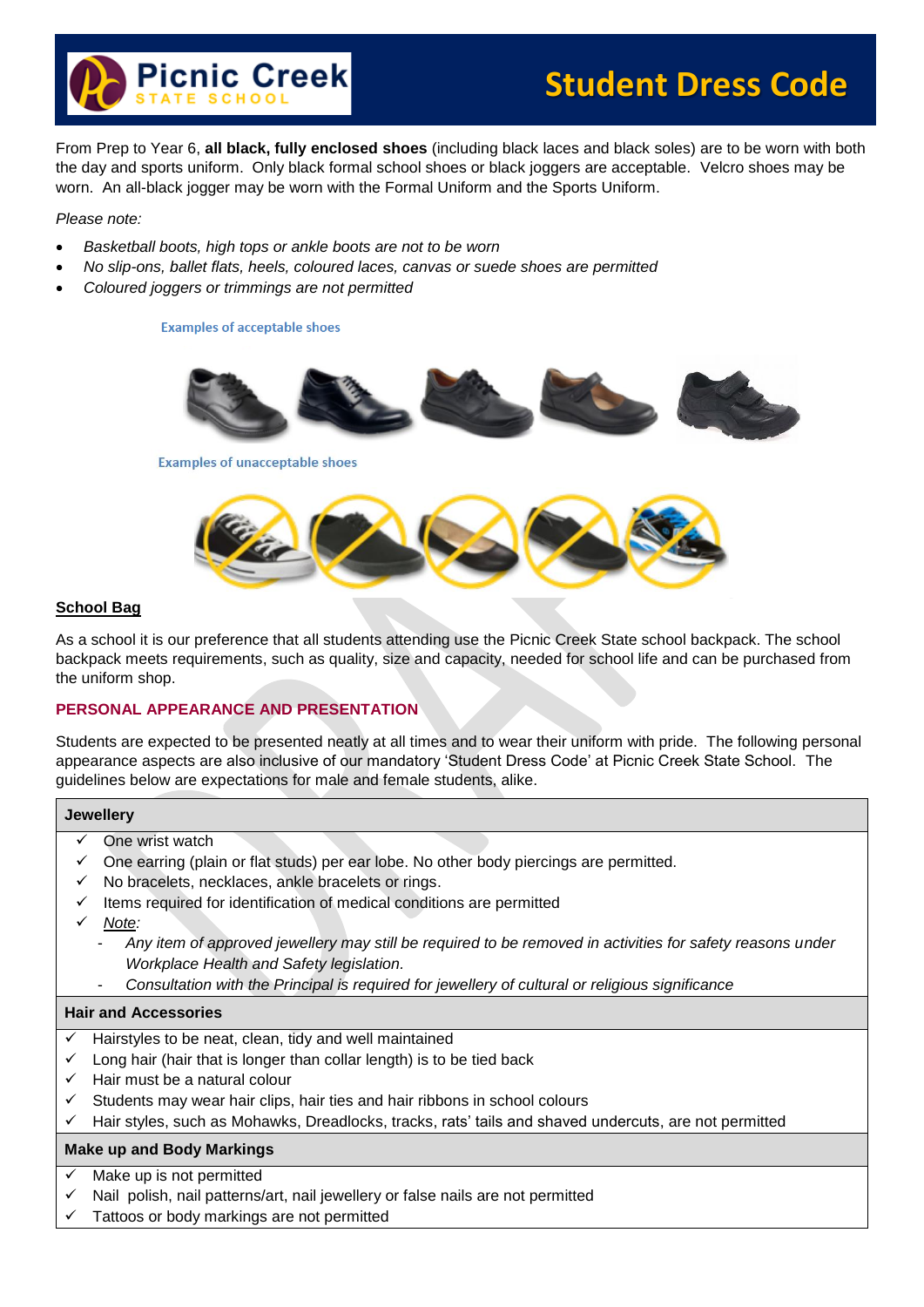# Picnic Creek STATE SCHOOL — Student Dress Code

From Prep to Year 6, **all black, fully enclosed shoes** (including black laces and black soles) are to be worn with both the day and sports uniform. Only black formal school shoes or black joggers are acceptable. Velcro shoes may be worn. An all-black jogger may be worn with the Formal Uniform and the Sports Uniform.

*Please note:*

- *Basketball boots, high tops or ankle boots are not to be worn*
- *No slip-ons, ballet flats, heels, coloured laces, canvas or suede shoes are permitted*
- *Coloured joggers or trimmings are not permitted*

Examples of acceptable shoes

Examples of unacceptable shoes

## School Bag

As a school it is our preference that all students attending use the Picnic Creek State school backpack. The school backpack meets requirements, such as quality, size and capacity, needed for school life and can be purchased from the uniform shop.

## PERSONAL APPEARANCE AND PRESENTATION

Students are expected to be presented neatly at all times and to wear their uniform with pride. The following personal appearance aspects are also inclusive of our mandatory 'Student Dress Code' at Picnic Creek State School. The guidelines below are expectations for male and female students, alike.

### Jewellery

- ✓ One wrist watch
- ✓ One earring (plain or flat studs) per ear lobe. No other body piercings are permitted.
- ✓ No bracelets, necklaces, ankle bracelets or rings.
- ✓ Items required for identification of medical conditions are permitted
- ✓ *Note:*
  - *Any item of approved jewellery may still be required to be removed in activities for safety reasons under Workplace Health and Safety legislation.*
  - *Consultation with the Principal is required for jewellery of cultural or religious significance*

### Hair and Accessories

- ✓ Hairstyles to be neat, clean, tidy and well maintained
- ✓ Long hair (hair that is longer than collar length) is to be tied back
- ✓ Hair must be a natural colour
- ✓ Students may wear hair clips, hair ties and hair ribbons in school colours
- ✓ Hair styles, such as Mohawks, Dreadlocks, tracks, rats' tails and shaved undercuts, are not permitted

### Make up and Body Markings

- ✓ Make up is not permitted
- ✓ Nail polish, nail patterns/art, nail jewellery or false nails are not permitted
- ✓ Tattoos or body markings are not permitted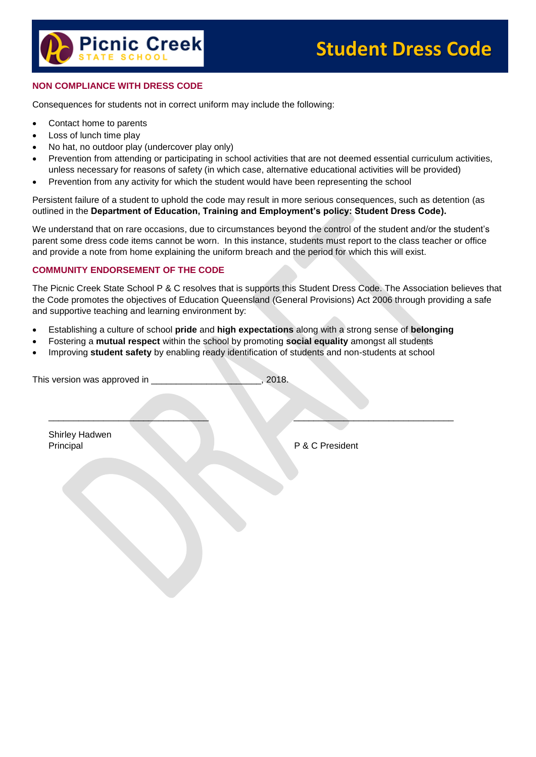## NON COMPLIANCE WITH DRESS CODE

Consequences for students not in correct uniform may include the following:

- Contact home to parents
- Loss of lunch time play
- No hat, no outdoor play (undercover play only)
- Prevention from attending or participating in school activities that are not deemed essential curriculum activities, unless necessary for reasons of safety (in which case, alternative educational activities will be provided)
- Prevention from any activity for which the student would have been representing the school

Persistent failure of a student to uphold the code may result in more serious consequences, such as detention (as outlined in the **Department of Education, Training and Employment's policy: Student Dress Code).**

We understand that on rare occasions, due to circumstances beyond the control of the student and/or the student's parent some dress code items cannot be worn. In this instance, students must report to the class teacher or office and provide a note from home explaining the uniform breach and the period for which this will exist.

## COMMUNITY ENDORSEMENT OF THE CODE

The Picnic Creek State School P & C resolves that is supports this Student Dress Code. The Association believes that the Code promotes the objectives of Education Queensland (General Provisions) Act 2006 through providing a safe and supportive teaching and learning environment by:

- Establishing a culture of school **pride** and **high expectations** along with a strong sense of **belonging**
- Fostering a **mutual respect** within the school by promoting **social equality** amongst all students
- Improving **student safety** by enabling ready identification of students and non-students at school

This version was approved in ______________________, 2018.

_________________________________ &nbsp;&nbsp;&nbsp;&nbsp; _________________________________

Shirley Hadwen
Principal

P & C President